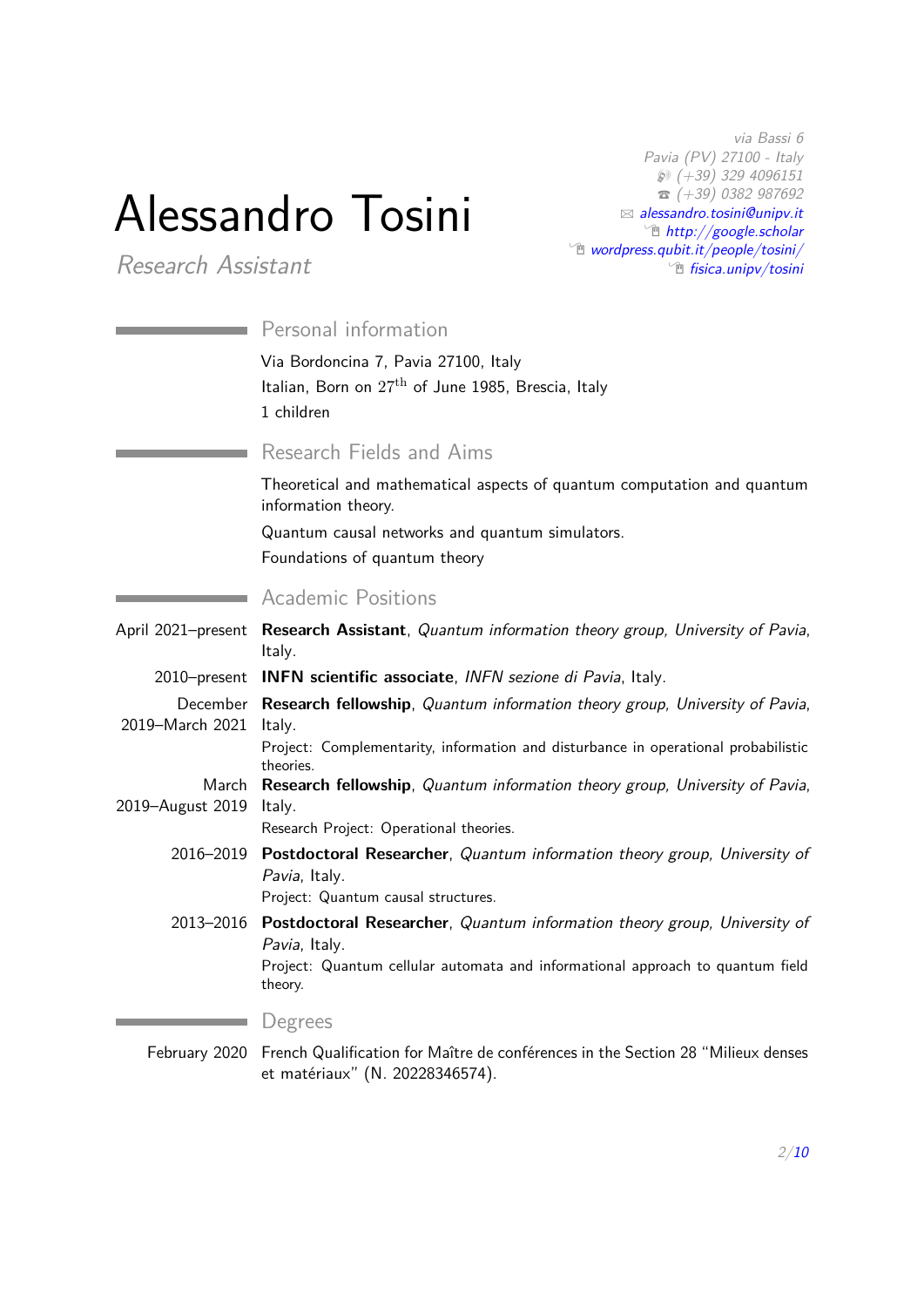# Alessandro Tosini

*Research Assistant*

*via Bassi 6*
*Pavia (PV) 27100 - Italy*
*(+39) 329 4096151*
*(+39) 0382 987692*
*alessandro.tosini@unipv.it*
*http://google.scholar*
*wordpress.qubit.it/people/tosini/*
*fisica.unipv/tosini*

## Personal information

Via Bordoncina 7, Pavia 27100, Italy
Italian, Born on 27$^{\text{th}}$ of June 1985, Brescia, Italy
1 children

## Research Fields and Aims

Theoretical and mathematical aspects of quantum computation and quantum information theory.

Quantum causal networks and quantum simulators.

Foundations of quantum theory

## Academic Positions

April 2021–present **Research Assistant**, *Quantum information theory group, University of Pavia*, Italy.

2010–present **INFN scientific associate**, *INFN sezione di Pavia*, Italy.

December 2019–March 2021 **Research fellowship**, *Quantum information theory group, University of Pavia*, Italy.
Project: Complementarity, information and disturbance in operational probabilistic theories.

March 2019–August 2019 **Research fellowship**, *Quantum information theory group, University of Pavia*, Italy.
Research Project: Operational theories.

2016–2019 **Postdoctoral Researcher**, *Quantum information theory group, University of Pavia*, Italy.
Project: Quantum causal structures.

2013–2016 **Postdoctoral Researcher**, *Quantum information theory group, University of Pavia*, Italy.
Project: Quantum cellular automata and informational approach to quantum field theory.

## Degrees

February 2020 French Qualification for Maître de conférences in the Section 28 "Milieux denses et matériaux" (N. 20228346574).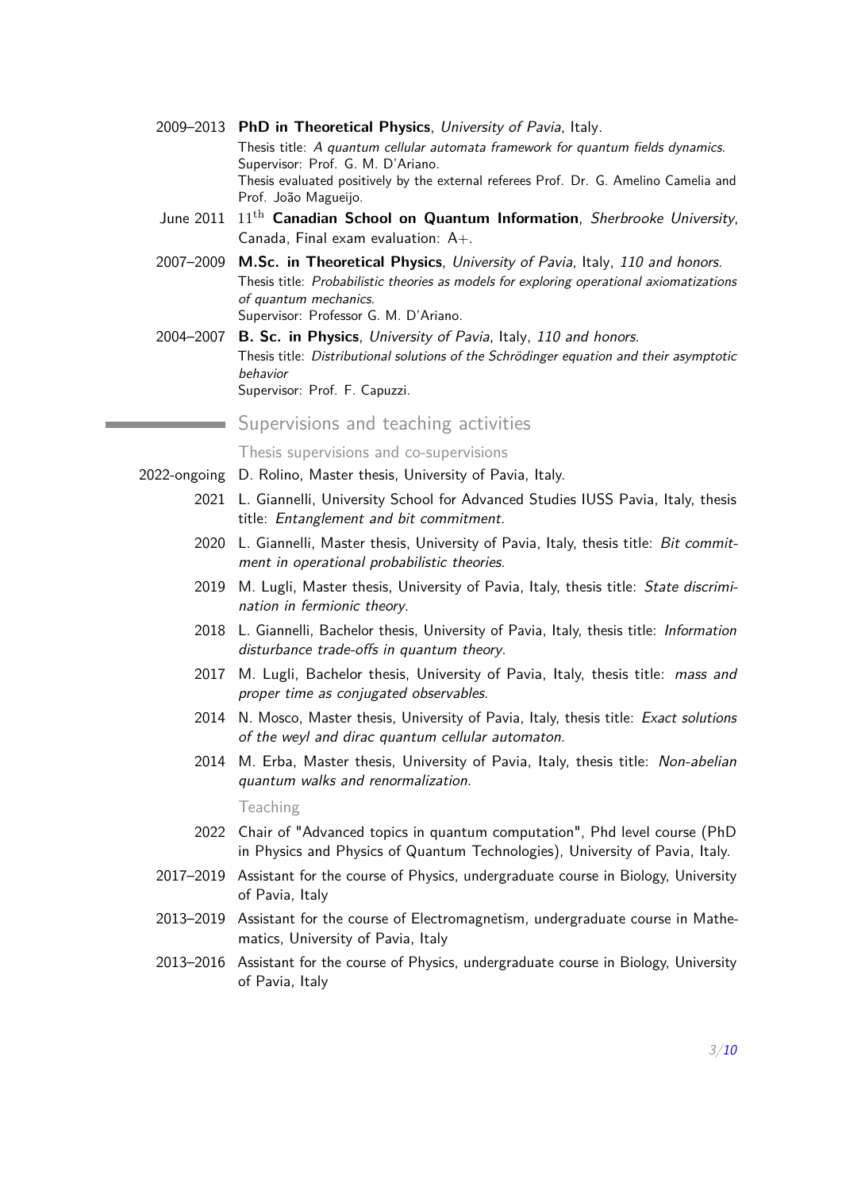**2009–2013** **PhD in Theoretical Physics**, *University of Pavia*, Italy.
Thesis title: *A quantum cellular automata framework for quantum fields dynamics*.
Supervisor: Prof. G. M. D'Ariano.
Thesis evaluated positively by the external referees Prof. Dr. G. Amelino Camelia and Prof. João Magueijo.

**June 2011** $11^{\text{th}}$ **Canadian School on Quantum Information**, *Sherbrooke University*, Canada, Final exam evaluation: A+.

**2007–2009** **M.Sc. in Theoretical Physics**, *University of Pavia*, Italy, *110 and honors*.
Thesis title: *Probabilistic theories as models for exploring operational axiomatizations of quantum mechanics*.
Supervisor: Professor G. M. D'Ariano.

**2004–2007** **B. Sc. in Physics**, *University of Pavia*, Italy, *110 and honors*.
Thesis title: *Distributional solutions of the Schrödinger equation and their asymptotic behavior*
Supervisor: Prof. F. Capuzzi.

## Supervisions and teaching activities

### Thesis supervisions and co-supervisions

- **2022-ongoing** D. Rolino, Master thesis, University of Pavia, Italy.
- **2021** L. Giannelli, University School for Advanced Studies IUSS Pavia, Italy, thesis title: *Entanglement and bit commitment*.
- **2020** L. Giannelli, Master thesis, University of Pavia, Italy, thesis title: *Bit commitment in operational probabilistic theories*.
- **2019** M. Lugli, Master thesis, University of Pavia, Italy, thesis title: *State discrimination in fermionic theory*.
- **2018** L. Giannelli, Bachelor thesis, University of Pavia, Italy, thesis title: *Information disturbance trade-offs in quantum theory*.
- **2017** M. Lugli, Bachelor thesis, University of Pavia, Italy, thesis title: *mass and proper time as conjugated observables*.
- **2014** N. Mosco, Master thesis, University of Pavia, Italy, thesis title: *Exact solutions of the weyl and dirac quantum cellular automaton*.
- **2014** M. Erba, Master thesis, University of Pavia, Italy, thesis title: *Non-abelian quantum walks and renormalization*.

### Teaching

- **2022** Chair of "Advanced topics in quantum computation", Phd level course (PhD in Physics and Physics of Quantum Technologies), University of Pavia, Italy.
- **2017–2019** Assistant for the course of Physics, undergraduate course in Biology, University of Pavia, Italy
- **2013–2019** Assistant for the course of Electromagnetism, undergraduate course in Mathematics, University of Pavia, Italy
- **2013–2016** Assistant for the course of Physics, undergraduate course in Biology, University of Pavia, Italy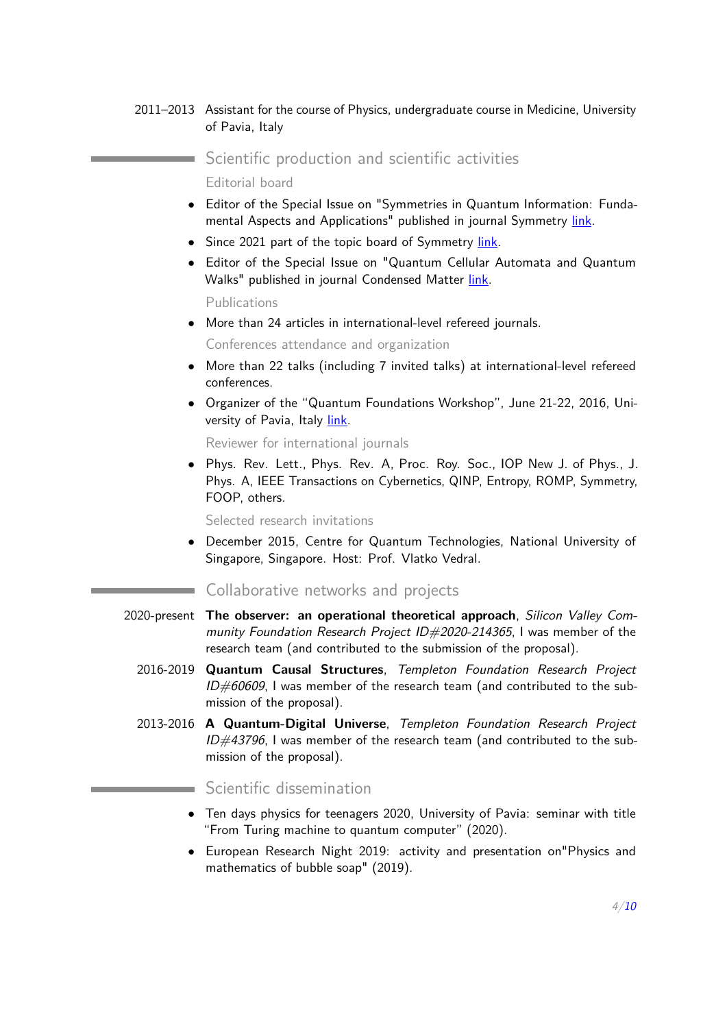2011–2013 Assistant for the course of Physics, undergraduate course in Medicine, University of Pavia, Italy

## Scientific production and scientific activities

### Editorial board

- Editor of the Special Issue on "Symmetries in Quantum Information: Fundamental Aspects and Applications" published in journal Symmetry link.
- Since 2021 part of the topic board of Symmetry link.
- Editor of the Special Issue on "Quantum Cellular Automata and Quantum Walks" published in journal Condensed Matter link.

### Publications

- More than 24 articles in international-level refereed journals.

### Conferences attendance and organization

- More than 22 talks (including 7 invited talks) at international-level refereed conferences.
- Organizer of the "Quantum Foundations Workshop", June 21-22, 2016, University of Pavia, Italy link.

### Reviewer for international journals

- Phys. Rev. Lett., Phys. Rev. A, Proc. Roy. Soc., IOP New J. of Phys., J. Phys. A, IEEE Transactions on Cybernetics, QINP, Entropy, ROMP, Symmetry, FOOP, others.

### Selected research invitations

- December 2015, Centre for Quantum Technologies, National University of Singapore, Singapore. Host: Prof. Vlatko Vedral.

## Collaborative networks and projects

2020-present **The observer: an operational theoretical approach**, *Silicon Valley Community Foundation Research Project ID#2020-214365*, I was member of the research team (and contributed to the submission of the proposal).

2016-2019 **Quantum Causal Structures**, *Templeton Foundation Research Project ID#60609*, I was member of the research team (and contributed to the submission of the proposal).

2013-2016 **A Quantum-Digital Universe**, *Templeton Foundation Research Project ID#43796*, I was member of the research team (and contributed to the submission of the proposal).

## Scientific dissemination

- Ten days physics for teenagers 2020, University of Pavia: seminar with title "From Turing machine to quantum computer" (2020).
- European Research Night 2019: activity and presentation on"Physics and mathematics of bubble soap" (2019).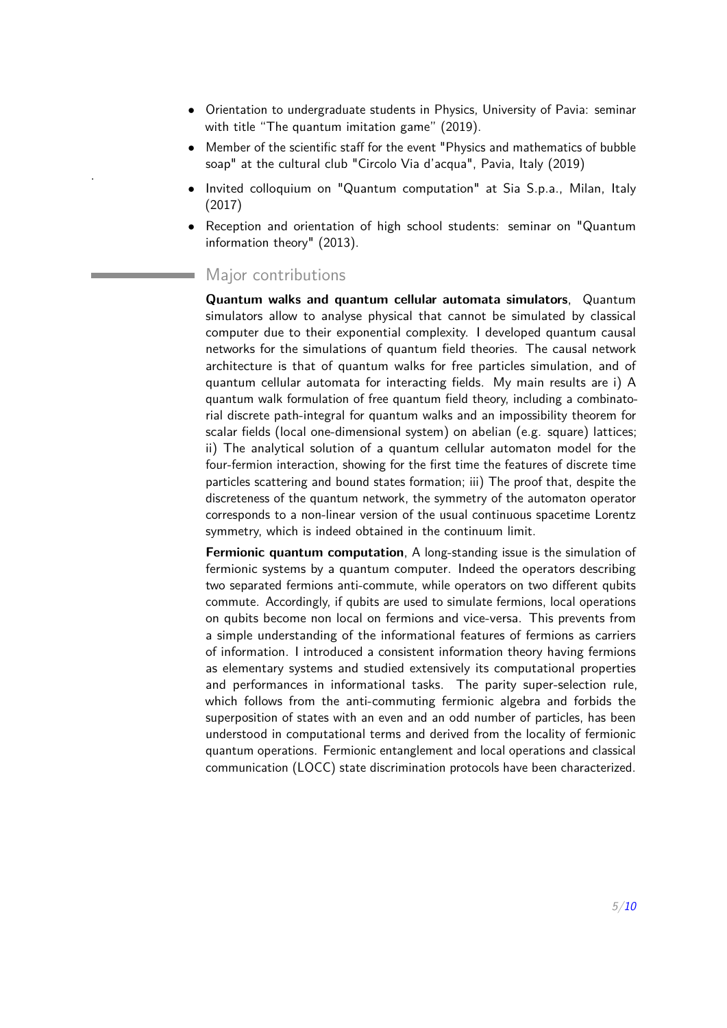- Orientation to undergraduate students in Physics, University of Pavia: seminar with title "The quantum imitation game" (2019).
- Member of the scientific staff for the event "Physics and mathematics of bubble soap" at the cultural club "Circolo Via d'acqua", Pavia, Italy (2019)
- Invited colloquium on "Quantum computation" at Sia S.p.a., Milan, Italy (2017)
- Reception and orientation of high school students: seminar on "Quantum information theory" (2013).

## Major contributions

**Quantum walks and quantum cellular automata simulators**, Quantum simulators allow to analyse physical that cannot be simulated by classical computer due to their exponential complexity. I developed quantum causal networks for the simulations of quantum field theories. The causal network architecture is that of quantum walks for free particles simulation, and of quantum cellular automata for interacting fields. My main results are i) A quantum walk formulation of free quantum field theory, including a combinatorial discrete path-integral for quantum walks and an impossibility theorem for scalar fields (local one-dimensional system) on abelian (e.g. square) lattices; ii) The analytical solution of a quantum cellular automaton model for the four-fermion interaction, showing for the first time the features of discrete time particles scattering and bound states formation; iii) The proof that, despite the discreteness of the quantum network, the symmetry of the automaton operator corresponds to a non-linear version of the usual continuous spacetime Lorentz symmetry, which is indeed obtained in the continuum limit.

**Fermionic quantum computation**, A long-standing issue is the simulation of fermionic systems by a quantum computer. Indeed the operators describing two separated fermions anti-commute, while operators on two different qubits commute. Accordingly, if qubits are used to simulate fermions, local operations on qubits become non local on fermions and vice-versa. This prevents from a simple understanding of the informational features of fermions as carriers of information. I introduced a consistent information theory having fermions as elementary systems and studied extensively its computational properties and performances in informational tasks. The parity super-selection rule, which follows from the anti-commuting fermionic algebra and forbids the superposition of states with an even and an odd number of particles, has been understood in computational terms and derived from the locality of fermionic quantum operations. Fermionic entanglement and local operations and classical communication (LOCC) state discrimination protocols have been characterized.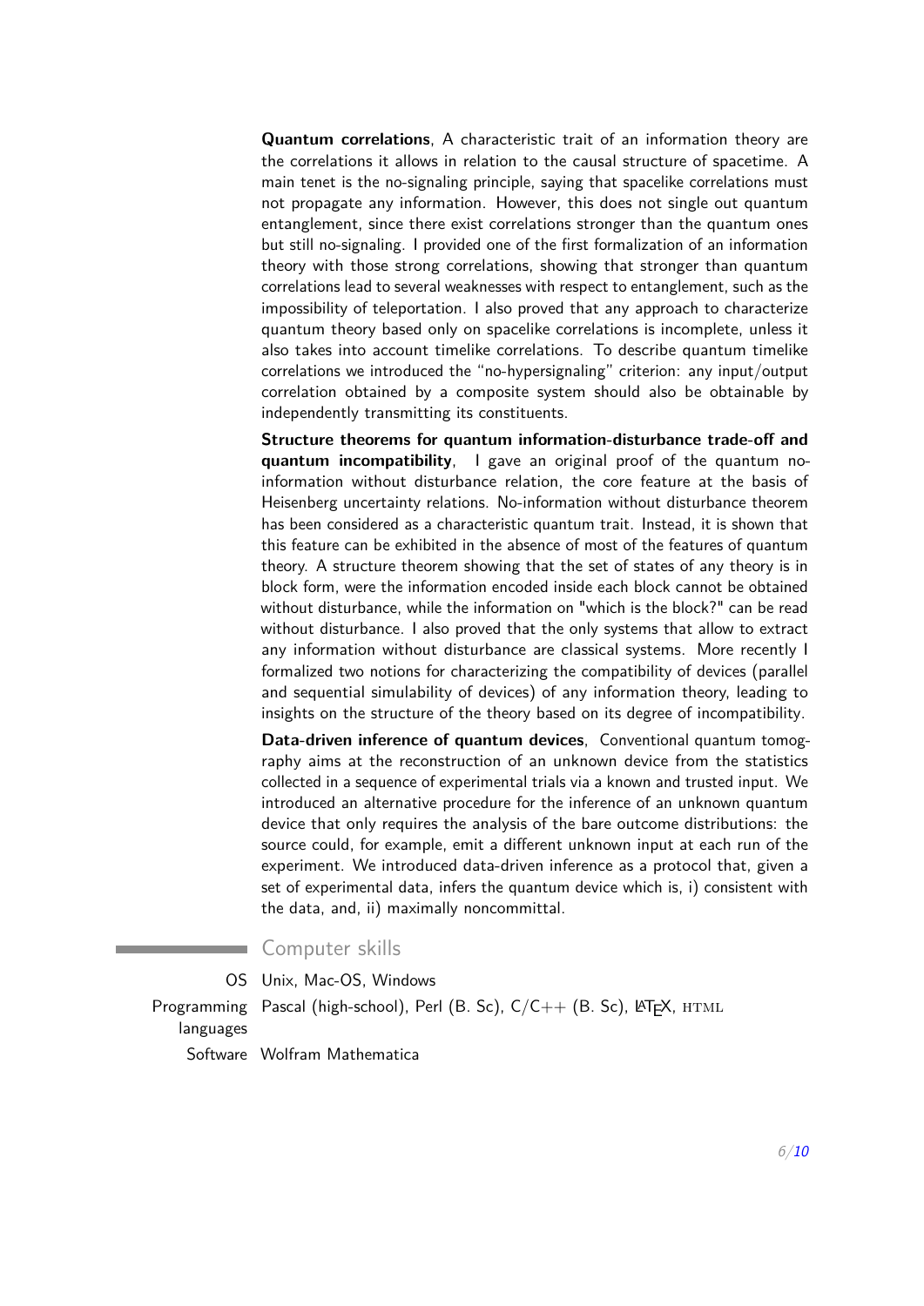**Quantum correlations**, A characteristic trait of an information theory are the correlations it allows in relation to the causal structure of spacetime. A main tenet is the no-signaling principle, saying that spacelike correlations must not propagate any information. However, this does not single out quantum entanglement, since there exist correlations stronger than the quantum ones but still no-signaling. I provided one of the first formalization of an information theory with those strong correlations, showing that stronger than quantum correlations lead to several weaknesses with respect to entanglement, such as the impossibility of teleportation. I also proved that any approach to characterize quantum theory based only on spacelike correlations is incomplete, unless it also takes into account timelike correlations. To describe quantum timelike correlations we introduced the "no-hypersignaling" criterion: any input/output correlation obtained by a composite system should also be obtainable by independently transmitting its constituents.

**Structure theorems for quantum information-disturbance trade-off and quantum incompatibility**, I gave an original proof of the quantum no-information without disturbance relation, the core feature at the basis of Heisenberg uncertainty relations. No-information without disturbance theorem has been considered as a characteristic quantum trait. Instead, it is shown that this feature can be exhibited in the absence of most of the features of quantum theory. A structure theorem showing that the set of states of any theory is in block form, were the information encoded inside each block cannot be obtained without disturbance, while the information on "which is the block?" can be read without disturbance. I also proved that the only systems that allow to extract any information without disturbance are classical systems. More recently I formalized two notions for characterizing the compatibility of devices (parallel and sequential simulability of devices) of any information theory, leading to insights on the structure of the theory based on its degree of incompatibility.

**Data-driven inference of quantum devices**, Conventional quantum tomography aims at the reconstruction of an unknown device from the statistics collected in a sequence of experimental trials via a known and trusted input. We introduced an alternative procedure for the inference of an unknown quantum device that only requires the analysis of the bare outcome distributions: the source could, for example, emit a different unknown input at each run of the experiment. We introduced data-driven inference as a protocol that, given a set of experimental data, infers the quantum device which is, i) consistent with the data, and, ii) maximally noncommittal.

## Computer skills

- **OS**: Unix, Mac-OS, Windows
- **Programming languages**: Pascal (high-school), Perl (B. Sc), C/C++ (B. Sc), LaTeX, HTML
- **Software**: Wolfram Mathematica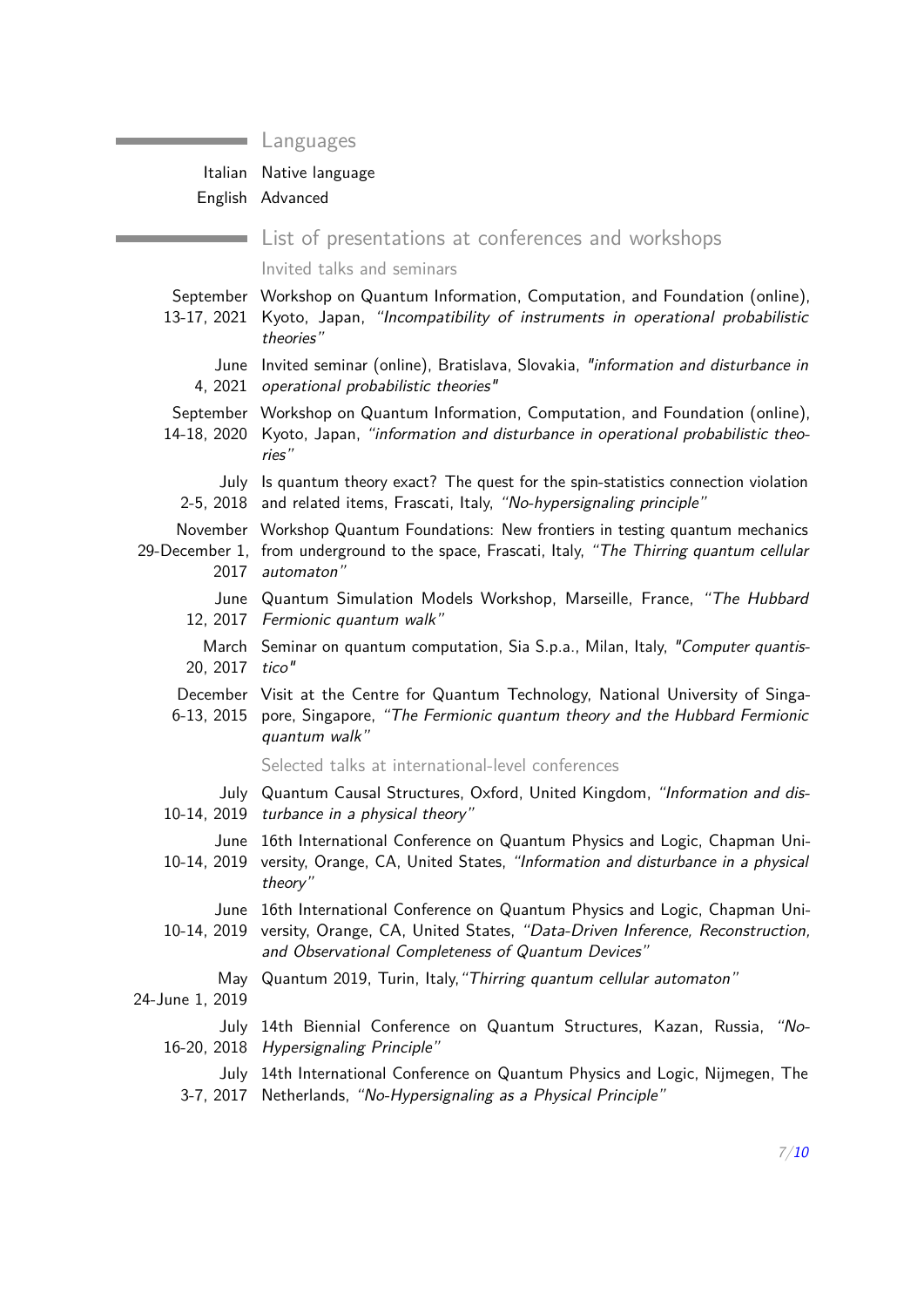## Languages

Italian Native language

English Advanced

## List of presentations at conferences and workshops

### Invited talks and seminars

September 13-17, 2021 Workshop on Quantum Information, Computation, and Foundation (online), Kyoto, Japan, *"Incompatibility of instruments in operational probabilistic theories"*

June 4, 2021 Invited seminar (online), Bratislava, Slovakia, *"information and disturbance in operational probabilistic theories"*

September 14-18, 2020 Workshop on Quantum Information, Computation, and Foundation (online), Kyoto, Japan, *"information and disturbance in operational probabilistic theories"*

July 2-5, 2018 Is quantum theory exact? The quest for the spin-statistics connection violation and related items, Frascati, Italy, *"No-hypersignaling principle"*

November 29-December 1, 2017 Workshop Quantum Foundations: New frontiers in testing quantum mechanics from underground to the space, Frascati, Italy, *"The Thirring quantum cellular automaton"*

June 12, 2017 Quantum Simulation Models Workshop, Marseille, France, *"The Hubbard Fermionic quantum walk"*

March 20, 2017 Seminar on quantum computation, Sia S.p.a., Milan, Italy, *"Computer quantistico"*

December 6-13, 2015 Visit at the Centre for Quantum Technology, National University of Singapore, Singapore, *"The Fermionic quantum theory and the Hubbard Fermionic quantum walk"*

### Selected talks at international-level conferences

July 10-14, 2019 Quantum Causal Structures, Oxford, United Kingdom, *"Information and disturbance in a physical theory"*

June 10-14, 2019 16th International Conference on Quantum Physics and Logic, Chapman University, Orange, CA, United States, *"Information and disturbance in a physical theory"*

June 10-14, 2019 16th International Conference on Quantum Physics and Logic, Chapman University, Orange, CA, United States, *"Data-Driven Inference, Reconstruction, and Observational Completeness of Quantum Devices"*

May 24-June 1, 2019 Quantum 2019, Turin, Italy, *"Thirring quantum cellular automaton"*

July 16-20, 2018 14th Biennial Conference on Quantum Structures, Kazan, Russia, *"No-Hypersignaling Principle"*

July 3-7, 2017 14th International Conference on Quantum Physics and Logic, Nijmegen, The Netherlands, *"No-Hypersignaling as a Physical Principle"*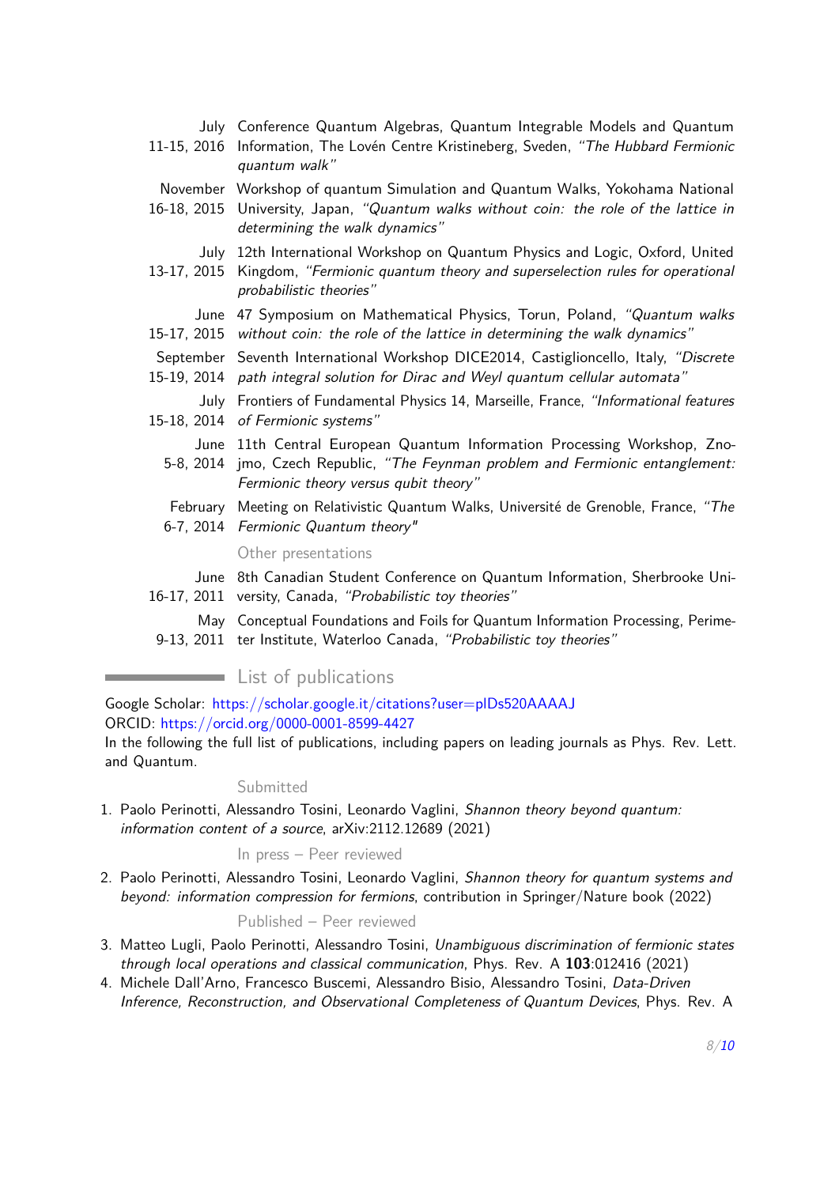July 11-15, 2016 Conference Quantum Algebras, Quantum Integrable Models and Quantum Information, The Lovén Centre Kristineberg, Sweden, *"The Hubbard Fermionic quantum walk"*

November 16-18, 2015 Workshop of quantum Simulation and Quantum Walks, Yokohama National University, Japan, *"Quantum walks without coin: the role of the lattice in determining the walk dynamics"*

July 13-17, 2015 12th International Workshop on Quantum Physics and Logic, Oxford, United Kingdom, *"Fermionic quantum theory and superselection rules for operational probabilistic theories"*

June 15-17, 2015 47 Symposium on Mathematical Physics, Torun, Poland, *"Quantum walks without coin: the role of the lattice in determining the walk dynamics"*

September 15-19, 2014 Seventh International Workshop DICE2014, Castiglioncello, Italy, *"Discrete path integral solution for Dirac and Weyl quantum cellular automata"*

July 15-18, 2014 Frontiers of Fundamental Physics 14, Marseille, France, *"Informational features of Fermionic systems"*

June 5-8, 2014 11th Central European Quantum Information Processing Workshop, Znojmo, Czech Republic, *"The Feynman problem and Fermionic entanglement: Fermionic theory versus qubit theory"*

February 6-7, 2014 Meeting on Relativistic Quantum Walks, Université de Grenoble, France, *"The Fermionic Quantum theory"*

### Other presentations

June 16-17, 2011 8th Canadian Student Conference on Quantum Information, Sherbrooke University, Canada, *"Probabilistic toy theories"*

May 9-13, 2011 Conceptual Foundations and Foils for Quantum Information Processing, Perimeter Institute, Waterloo Canada, *"Probabilistic toy theories"*

## List of publications

Google Scholar: https://scholar.google.it/citations?user=plDs520AAAAJ
ORCID: https://orcid.org/0000-0001-8599-4427
In the following the full list of publications, including papers on leading journals as Phys. Rev. Lett. and Quantum.

### Submitted

1. Paolo Perinotti, Alessandro Tosini, Leonardo Vaglini, *Shannon theory beyond quantum: information content of a source*, arXiv:2112.12689 (2021)

### In press – Peer reviewed

2. Paolo Perinotti, Alessandro Tosini, Leonardo Vaglini, *Shannon theory for quantum systems and beyond: information compression for fermions*, contribution in Springer/Nature book (2022)

### Published – Peer reviewed

3. Matteo Lugli, Paolo Perinotti, Alessandro Tosini, *Unambiguous discrimination of fermionic states through local operations and classical communication*, Phys. Rev. A **103**:012416 (2021)
4. Michele Dall'Arno, Francesco Buscemi, Alessandro Bisio, Alessandro Tosini, *Data-Driven Inference, Reconstruction, and Observational Completeness of Quantum Devices*, Phys. Rev. A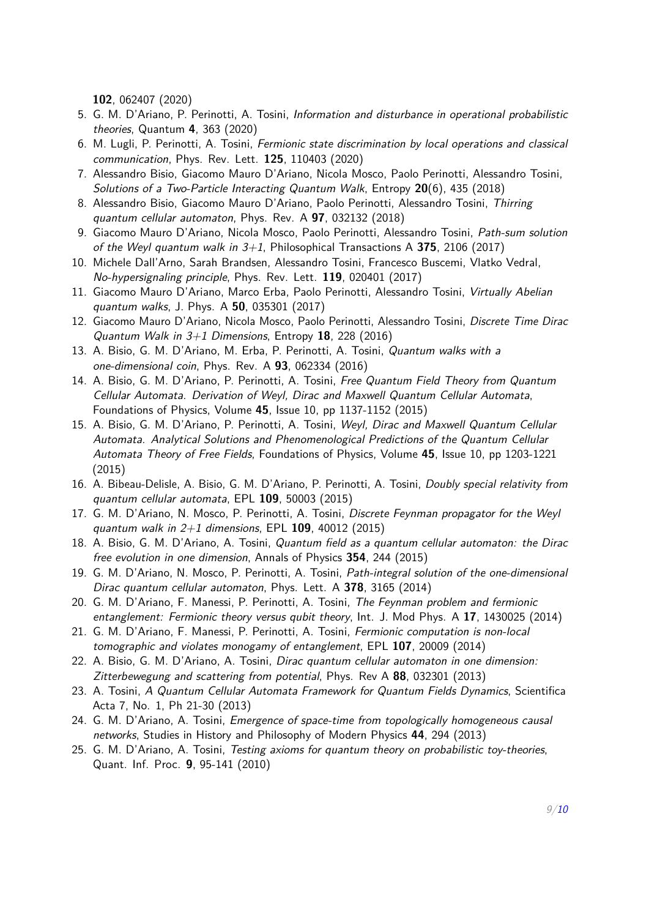**102**, 062407 (2020)

5. G. M. D'Ariano, P. Perinotti, A. Tosini, *Information and disturbance in operational probabilistic theories*, Quantum **4**, 363 (2020)
6. M. Lugli, P. Perinotti, A. Tosini, *Fermionic state discrimination by local operations and classical communication*, Phys. Rev. Lett. **125**, 110403 (2020)
7. Alessandro Bisio, Giacomo Mauro D'Ariano, Nicola Mosco, Paolo Perinotti, Alessandro Tosini, *Solutions of a Two-Particle Interacting Quantum Walk*, Entropy **20**(6), 435 (2018)
8. Alessandro Bisio, Giacomo Mauro D'Ariano, Paolo Perinotti, Alessandro Tosini, *Thirring quantum cellular automaton*, Phys. Rev. A **97**, 032132 (2018)
9. Giacomo Mauro D'Ariano, Nicola Mosco, Paolo Perinotti, Alessandro Tosini, *Path-sum solution of the Weyl quantum walk in 3+1*, Philosophical Transactions A **375**, 2106 (2017)
10. Michele Dall'Arno, Sarah Brandsen, Alessandro Tosini, Francesco Buscemi, Vlatko Vedral, *No-hypersignaling principle*, Phys. Rev. Lett. **119**, 020401 (2017)
11. Giacomo Mauro D'Ariano, Marco Erba, Paolo Perinotti, Alessandro Tosini, *Virtually Abelian quantum walks*, J. Phys. A **50**, 035301 (2017)
12. Giacomo Mauro D'Ariano, Nicola Mosco, Paolo Perinotti, Alessandro Tosini, *Discrete Time Dirac Quantum Walk in 3+1 Dimensions*, Entropy **18**, 228 (2016)
13. A. Bisio, G. M. D'Ariano, M. Erba, P. Perinotti, A. Tosini, *Quantum walks with a one-dimensional coin*, Phys. Rev. A **93**, 062334 (2016)
14. A. Bisio, G. M. D'Ariano, P. Perinotti, A. Tosini, *Free Quantum Field Theory from Quantum Cellular Automata. Derivation of Weyl, Dirac and Maxwell Quantum Cellular Automata*, Foundations of Physics, Volume **45**, Issue 10, pp 1137-1152 (2015)
15. A. Bisio, G. M. D'Ariano, P. Perinotti, A. Tosini, *Weyl, Dirac and Maxwell Quantum Cellular Automata. Analytical Solutions and Phenomenological Predictions of the Quantum Cellular Automata Theory of Free Fields*, Foundations of Physics, Volume **45**, Issue 10, pp 1203-1221 (2015)
16. A. Bibeau-Delisle, A. Bisio, G. M. D'Ariano, P. Perinotti, A. Tosini, *Doubly special relativity from quantum cellular automata*, EPL **109**, 50003 (2015)
17. G. M. D'Ariano, N. Mosco, P. Perinotti, A. Tosini, *Discrete Feynman propagator for the Weyl quantum walk in 2+1 dimensions*, EPL **109**, 40012 (2015)
18. A. Bisio, G. M. D'Ariano, A. Tosini, *Quantum field as a quantum cellular automaton: the Dirac free evolution in one dimension*, Annals of Physics **354**, 244 (2015)
19. G. M. D'Ariano, N. Mosco, P. Perinotti, A. Tosini, *Path-integral solution of the one-dimensional Dirac quantum cellular automaton*, Phys. Lett. A **378**, 3165 (2014)
20. G. M. D'Ariano, F. Manessi, P. Perinotti, A. Tosini, *The Feynman problem and fermionic entanglement: Fermionic theory versus qubit theory*, Int. J. Mod Phys. A **17**, 1430025 (2014)
21. G. M. D'Ariano, F. Manessi, P. Perinotti, A. Tosini, *Fermionic computation is non-local tomographic and violates monogamy of entanglement*, EPL **107**, 20009 (2014)
22. A. Bisio, G. M. D'Ariano, A. Tosini, *Dirac quantum cellular automaton in one dimension: Zitterbewegung and scattering from potential*, Phys. Rev A **88**, 032301 (2013)
23. A. Tosini, *A Quantum Cellular Automata Framework for Quantum Fields Dynamics*, Scientifica Acta 7, No. 1, Ph 21-30 (2013)
24. G. M. D'Ariano, A. Tosini, *Emergence of space-time from topologically homogeneous causal networks*, Studies in History and Philosophy of Modern Physics **44**, 294 (2013)
25. G. M. D'Ariano, A. Tosini, *Testing axioms for quantum theory on probabilistic toy-theories*, Quant. Inf. Proc. **9**, 95-141 (2010)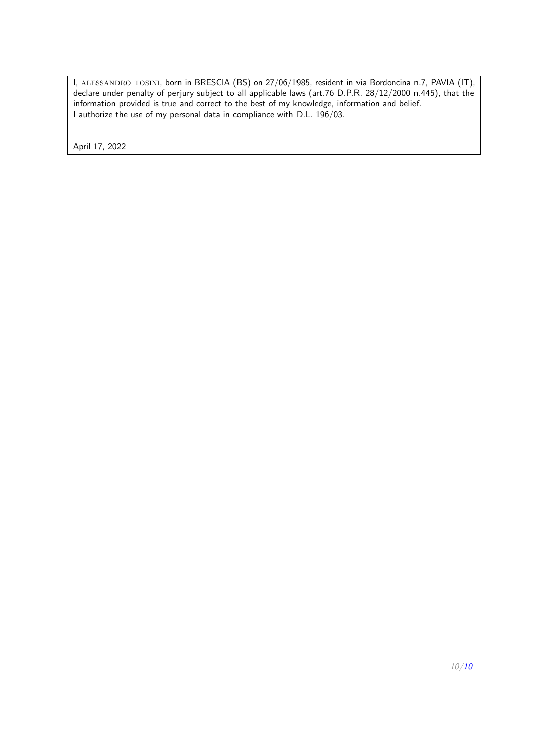I, ALESSANDRO TOSINI, born in BRESCIA (BS) on 27/06/1985, resident in via Bordoncina n.7, PAVIA (IT), declare under penalty of perjury subject to all applicable laws (art.76 D.P.R. 28/12/2000 n.445), that the information provided is true and correct to the best of my knowledge, information and belief.
I authorize the use of my personal data in compliance with D.L. 196/03.

April 17, 2022